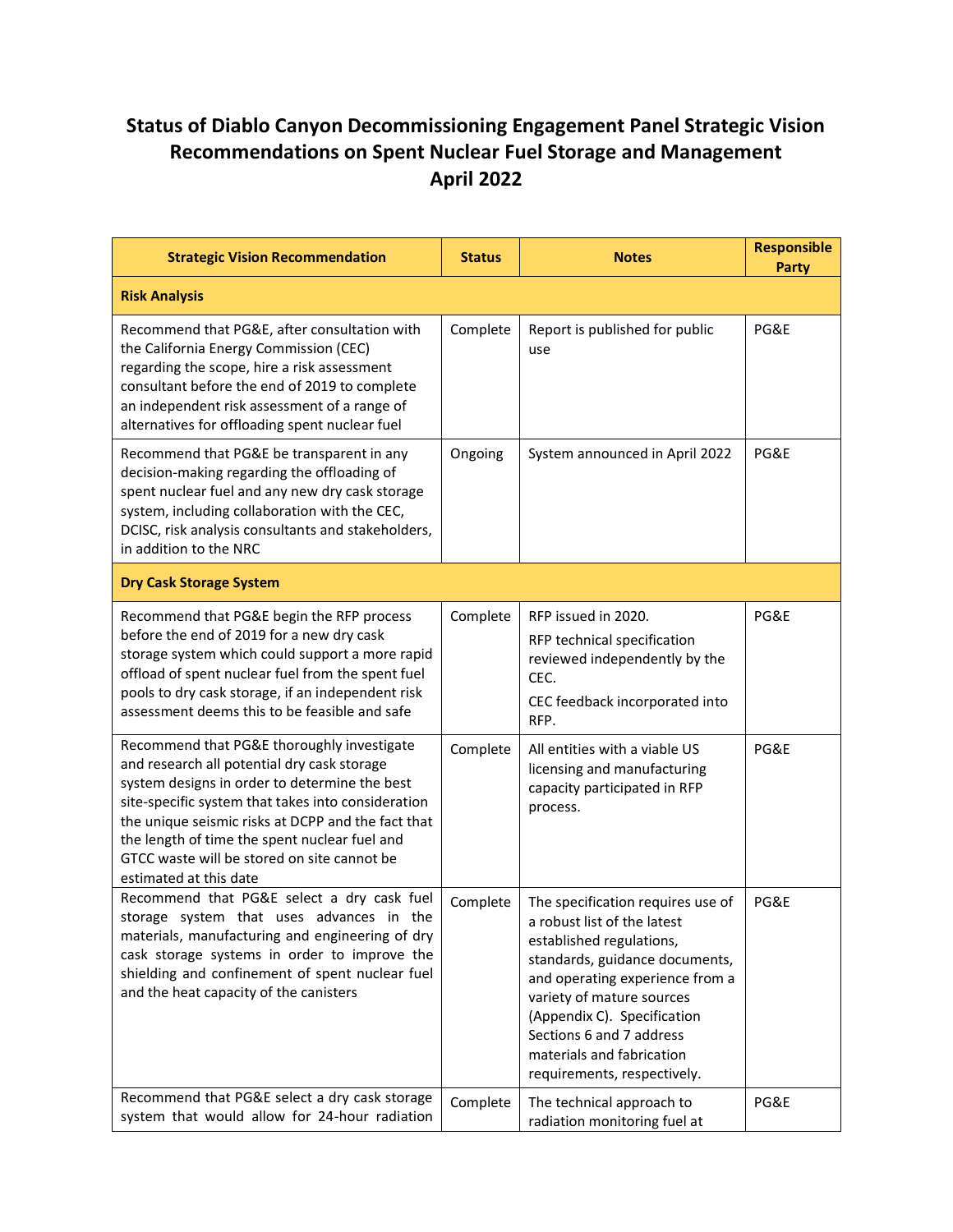# Status of Diablo Canyon Decommissioning Engagement Panel Strategic Vision Recommendations on Spent Nuclear Fuel Storage and Management April 2022

| Strategic Vision Recommendation | Status | Notes | Responsible Party |
|---|---|---|---|
| **Risk Analysis** | | | |
| Recommend that PG&E, after consultation with the California Energy Commission (CEC) regarding the scope, hire a risk assessment consultant before the end of 2019 to complete an independent risk assessment of a range of alternatives for offloading spent nuclear fuel | Complete | Report is published for public use | PG&E |
| Recommend that PG&E be transparent in any decision-making regarding the offloading of spent nuclear fuel and any new dry cask storage system, including collaboration with the CEC, DCISC, risk analysis consultants and stakeholders, in addition to the NRC | Ongoing | System announced in April 2022 | PG&E |
| **Dry Cask Storage System** | | | |
| Recommend that PG&E begin the RFP process before the end of 2019 for a new dry cask storage system which could support a more rapid offload of spent nuclear fuel from the spent fuel pools to dry cask storage, if an independent risk assessment deems this to be feasible and safe | Complete | RFP issued in 2020. RFP technical specification reviewed independently by the CEC. CEC feedback incorporated into RFP. | PG&E |
| Recommend that PG&E thoroughly investigate and research all potential dry cask storage system designs in order to determine the best site-specific system that takes into consideration the unique seismic risks at DCPP and the fact that the length of time the spent nuclear fuel and GTCC waste will be stored on site cannot be estimated at this date | Complete | All entities with a viable US licensing and manufacturing capacity participated in RFP process. | PG&E |
| Recommend that PG&E select a dry cask fuel storage system that uses advances in the materials, manufacturing and engineering of dry cask storage systems in order to improve the shielding and confinement of spent nuclear fuel and the heat capacity of the canisters | Complete | The specification requires use of a robust list of the latest established regulations, standards, guidance documents, and operating experience from a variety of mature sources (Appendix C). Specification Sections 6 and 7 address materials and fabrication requirements, respectively. | PG&E |
| Recommend that PG&E select a dry cask storage system that would allow for 24-hour radiation | Complete | The technical approach to radiation monitoring fuel at | PG&E |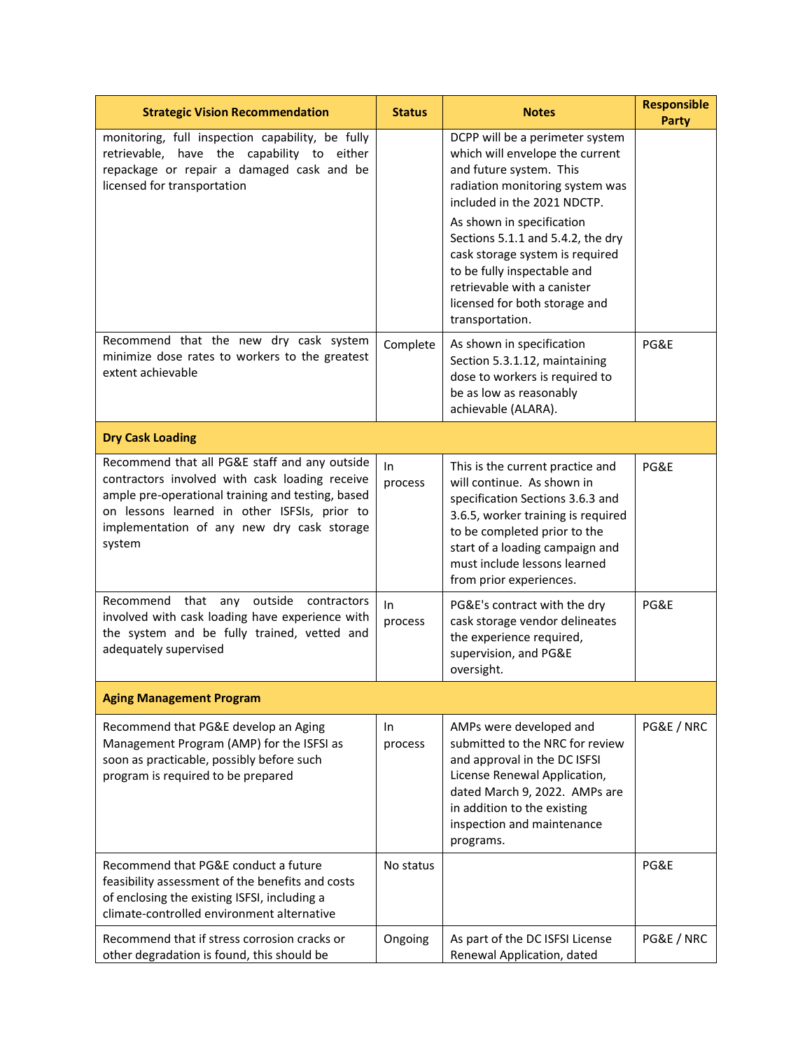| Strategic Vision Recommendation | Status | Notes | Responsible Party |
|---|---|---|---|
| monitoring, full inspection capability, be fully retrievable, have the capability to either repackage or repair a damaged cask and be licensed for transportation | | DCPP will be a perimeter system which will envelope the current and future system. This radiation monitoring system was included in the 2021 NDCTP. As shown in specification Sections 5.1.1 and 5.4.2, the dry cask storage system is required to be fully inspectable and retrievable with a canister licensed for both storage and transportation. | |
| Recommend that the new dry cask system minimize dose rates to workers to the greatest extent achievable | Complete | As shown in specification Section 5.3.1.12, maintaining dose to workers is required to be as low as reasonably achievable (ALARA). | PG&E |
| **Dry Cask Loading** | | | |
| Recommend that all PG&E staff and any outside contractors involved with cask loading receive ample pre-operational training and testing, based on lessons learned in other ISFSIs, prior to implementation of any new dry cask storage system | In process | This is the current practice and will continue. As shown in specification Sections 3.6.3 and 3.6.5, worker training is required to be completed prior to the start of a loading campaign and must include lessons learned from prior experiences. | PG&E |
| Recommend that any outside contractors involved with cask loading have experience with the system and be fully trained, vetted and adequately supervised | In process | PG&E's contract with the dry cask storage vendor delineates the experience required, supervision, and PG&E oversight. | PG&E |
| **Aging Management Program** | | | |
| Recommend that PG&E develop an Aging Management Program (AMP) for the ISFSI as soon as practicable, possibly before such program is required to be prepared | In process | AMPs were developed and submitted to the NRC for review and approval in the DC ISFSI License Renewal Application, dated March 9, 2022. AMPs are in addition to the existing inspection and maintenance programs. | PG&E / NRC |
| Recommend that PG&E conduct a future feasibility assessment of the benefits and costs of enclosing the existing ISFSI, including a climate-controlled environment alternative | No status | | PG&E |
| Recommend that if stress corrosion cracks or other degradation is found, this should be | Ongoing | As part of the DC ISFSI License Renewal Application, dated | PG&E / NRC |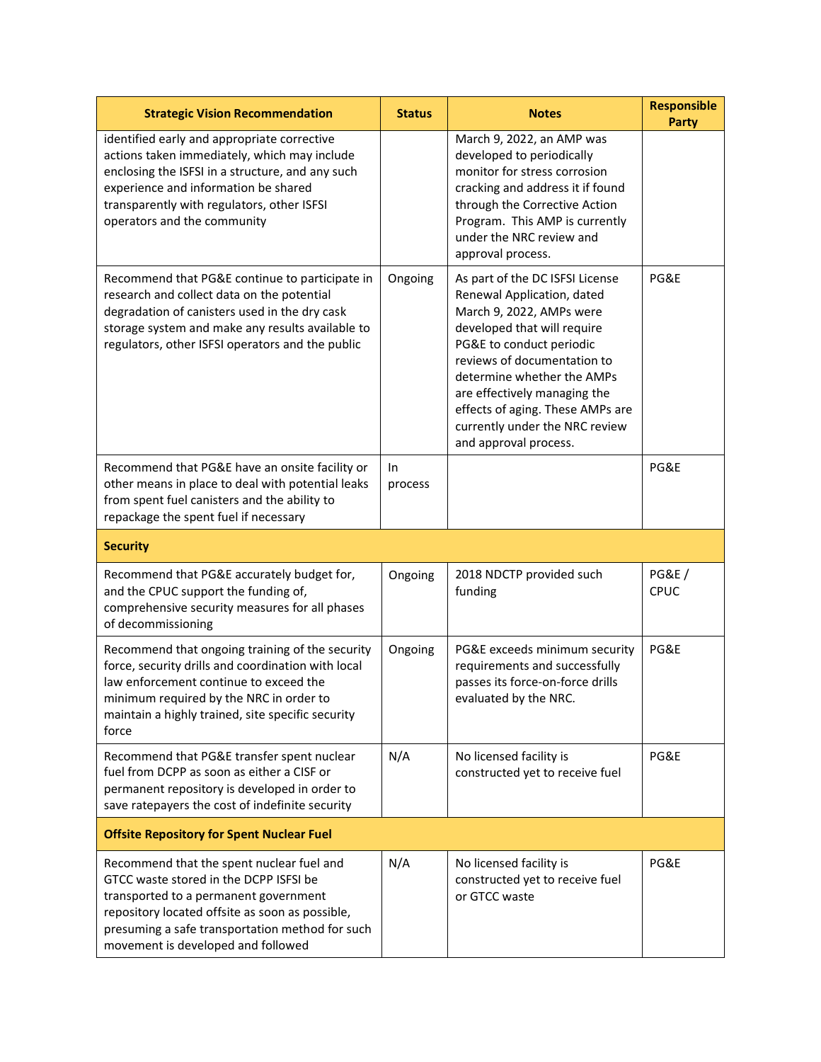| Strategic Vision Recommendation | Status | Notes | Responsible Party |
|---|---|---|---|
| identified early and appropriate corrective actions taken immediately, which may include enclosing the ISFSI in a structure, and any such experience and information be shared transparently with regulators, other ISFSI operators and the community | | March 9, 2022, an AMP was developed to periodically monitor for stress corrosion cracking and address it if found through the Corrective Action Program. This AMP is currently under the NRC review and approval process. | |
| Recommend that PG&E continue to participate in research and collect data on the potential degradation of canisters used in the dry cask storage system and make any results available to regulators, other ISFSI operators and the public | Ongoing | As part of the DC ISFSI License Renewal Application, dated March 9, 2022, AMPs were developed that will require PG&E to conduct periodic reviews of documentation to determine whether the AMPs are effectively managing the effects of aging. These AMPs are currently under the NRC review and approval process. | PG&E |
| Recommend that PG&E have an onsite facility or other means in place to deal with potential leaks from spent fuel canisters and the ability to repackage the spent fuel if necessary | In process | | PG&E |
| **Security** | | | |
| Recommend that PG&E accurately budget for, and the CPUC support the funding of, comprehensive security measures for all phases of decommissioning | Ongoing | 2018 NDCTP provided such funding | PG&E / CPUC |
| Recommend that ongoing training of the security force, security drills and coordination with local law enforcement continue to exceed the minimum required by the NRC in order to maintain a highly trained, site specific security force | Ongoing | PG&E exceeds minimum security requirements and successfully passes its force-on-force drills evaluated by the NRC. | PG&E |
| Recommend that PG&E transfer spent nuclear fuel from DCPP as soon as either a CISF or permanent repository is developed in order to save ratepayers the cost of indefinite security | N/A | No licensed facility is constructed yet to receive fuel | PG&E |
| **Offsite Repository for Spent Nuclear Fuel** | | | |
| Recommend that the spent nuclear fuel and GTCC waste stored in the DCPP ISFSI be transported to a permanent government repository located offsite as soon as possible, presuming a safe transportation method for such movement is developed and followed | N/A | No licensed facility is constructed yet to receive fuel or GTCC waste | PG&E |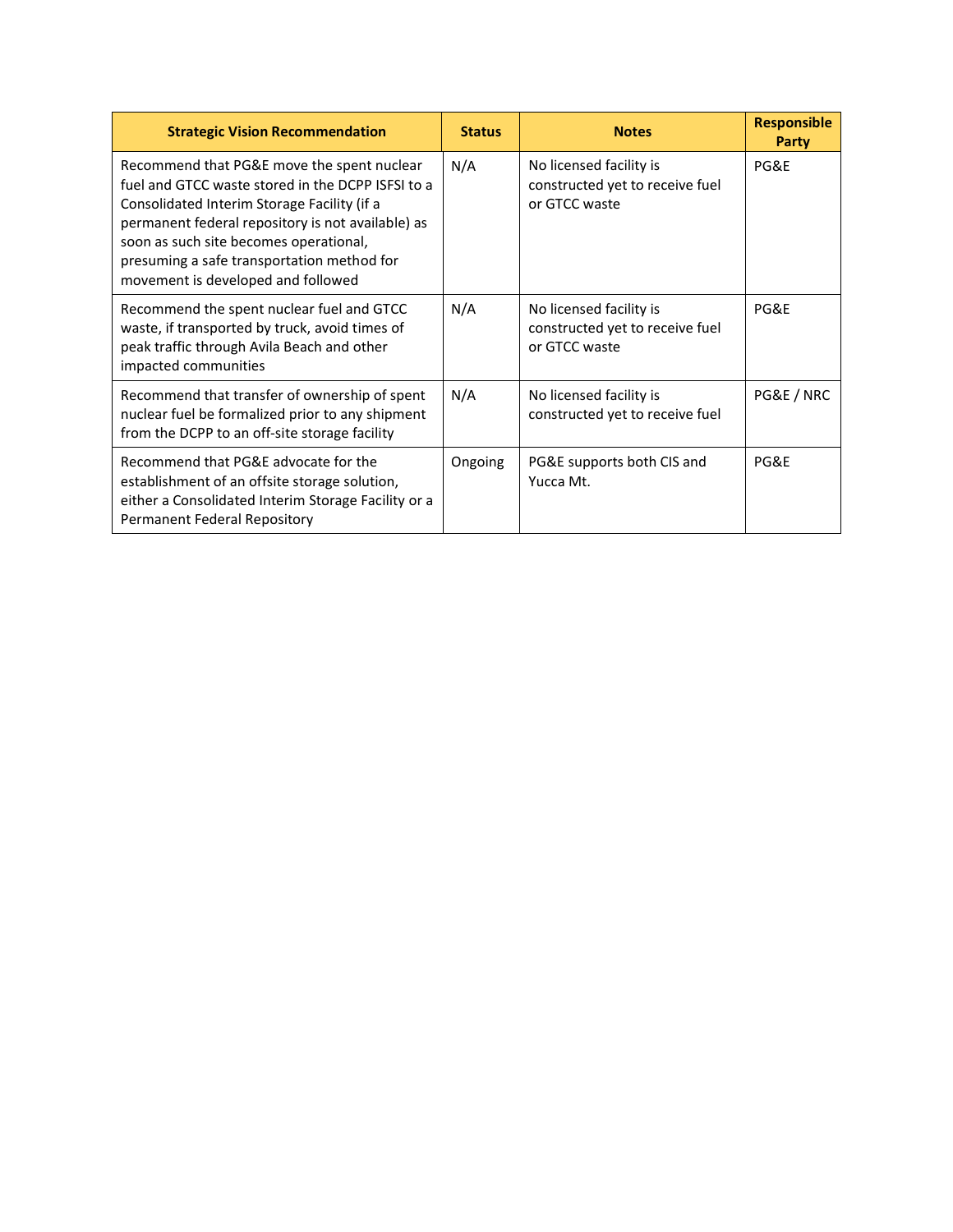| Strategic Vision Recommendation | Status | Notes | Responsible Party |
|---|---|---|---|
| Recommend that PG&E move the spent nuclear fuel and GTCC waste stored in the DCPP ISFSI to a Consolidated Interim Storage Facility (if a permanent federal repository is not available) as soon as such site becomes operational, presuming a safe transportation method for movement is developed and followed | N/A | No licensed facility is constructed yet to receive fuel or GTCC waste | PG&E |
| Recommend the spent nuclear fuel and GTCC waste, if transported by truck, avoid times of peak traffic through Avila Beach and other impacted communities | N/A | No licensed facility is constructed yet to receive fuel or GTCC waste | PG&E |
| Recommend that transfer of ownership of spent nuclear fuel be formalized prior to any shipment from the DCPP to an off-site storage facility | N/A | No licensed facility is constructed yet to receive fuel | PG&E / NRC |
| Recommend that PG&E advocate for the establishment of an offsite storage solution, either a Consolidated Interim Storage Facility or a Permanent Federal Repository | Ongoing | PG&E supports both CIS and Yucca Mt. | PG&E |